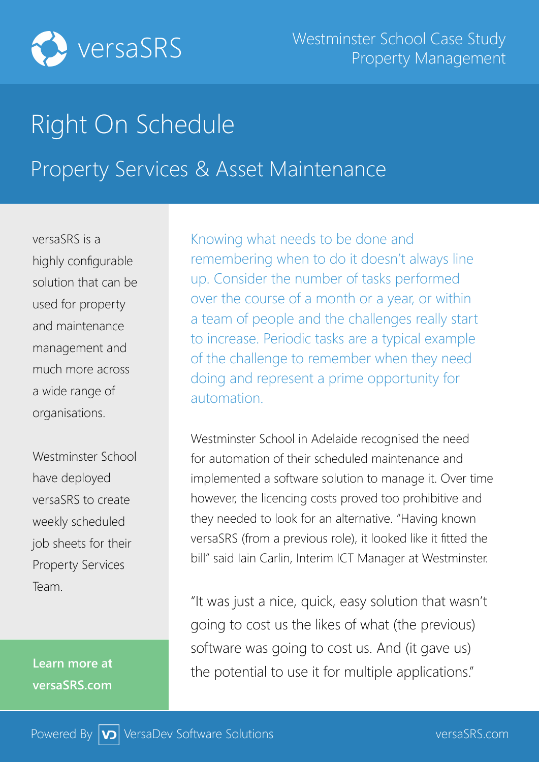versaSRS

Westminster School Case Study
Property Management

# Right On Schedule

## Property Services & Asset Maintenance

versaSRS is a highly configurable solution that can be used for property and maintenance management and much more across a wide range of organisations.

Westminster School have deployed versaSRS to create weekly scheduled job sheets for their Property Services Team.

**Learn more at versaSRS.com**

Knowing what needs to be done and remembering when to do it doesn't always line up. Consider the number of tasks performed over the course of a month or a year, or within a team of people and the challenges really start to increase. Periodic tasks are a typical example of the challenge to remember when they need doing and represent a prime opportunity for automation.

Westminster School in Adelaide recognised the need for automation of their scheduled maintenance and implemented a software solution to manage it. Over time however, the licencing costs proved too prohibitive and they needed to look for an alternative. "Having known versaSRS (from a previous role), it looked like it fitted the bill" said Iain Carlin, Interim ICT Manager at Westminster.

"It was just a nice, quick, easy solution that wasn't going to cost us the likes of what (the previous) software was going to cost us. And (it gave us) the potential to use it for multiple applications."

Powered By VersaDev Software Solutions

versaSRS.com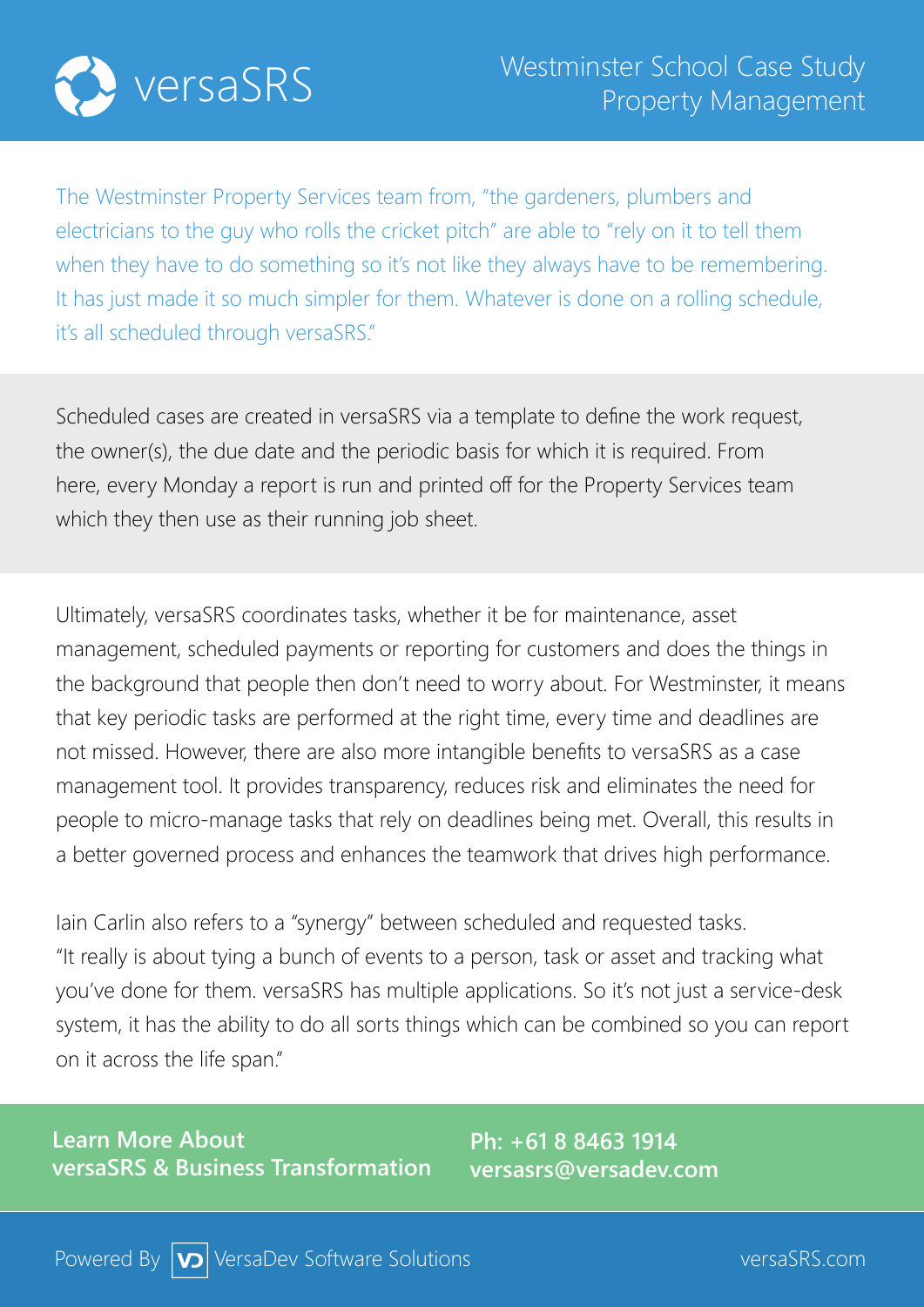The Westminster Property Services team from, "the gardeners, plumbers and electricians to the guy who rolls the cricket pitch" are able to "rely on it to tell them when they have to do something so it's not like they always have to be remembering. It has just made it so much simpler for them. Whatever is done on a rolling schedule, it's all scheduled through versaSRS."

Scheduled cases are created in versaSRS via a template to define the work request, the owner(s), the due date and the periodic basis for which it is required. From here, every Monday a report is run and printed off for the Property Services team which they then use as their running job sheet.

Ultimately, versaSRS coordinates tasks, whether it be for maintenance, asset management, scheduled payments or reporting for customers and does the things in the background that people then don't need to worry about. For Westminster, it means that key periodic tasks are performed at the right time, every time and deadlines are not missed. However, there are also more intangible benefits to versaSRS as a case management tool. It provides transparency, reduces risk and eliminates the need for people to micro-manage tasks that rely on deadlines being met. Overall, this results in a better governed process and enhances the teamwork that drives high performance.

Iain Carlin also refers to a "synergy" between scheduled and requested tasks. "It really is about tying a bunch of events to a person, task or asset and tracking what you've done for them. versaSRS has multiple applications. So it's not just a service-desk system, it has the ability to do all sorts things which can be combined so you can report on it across the life span."

**Learn More About**
**versaSRS & Business Transformation**

**Ph: +61 8 8463 1914**
**versasrs@versadev.com**

Powered By VersaDev Software Solutions

versaSRS.com